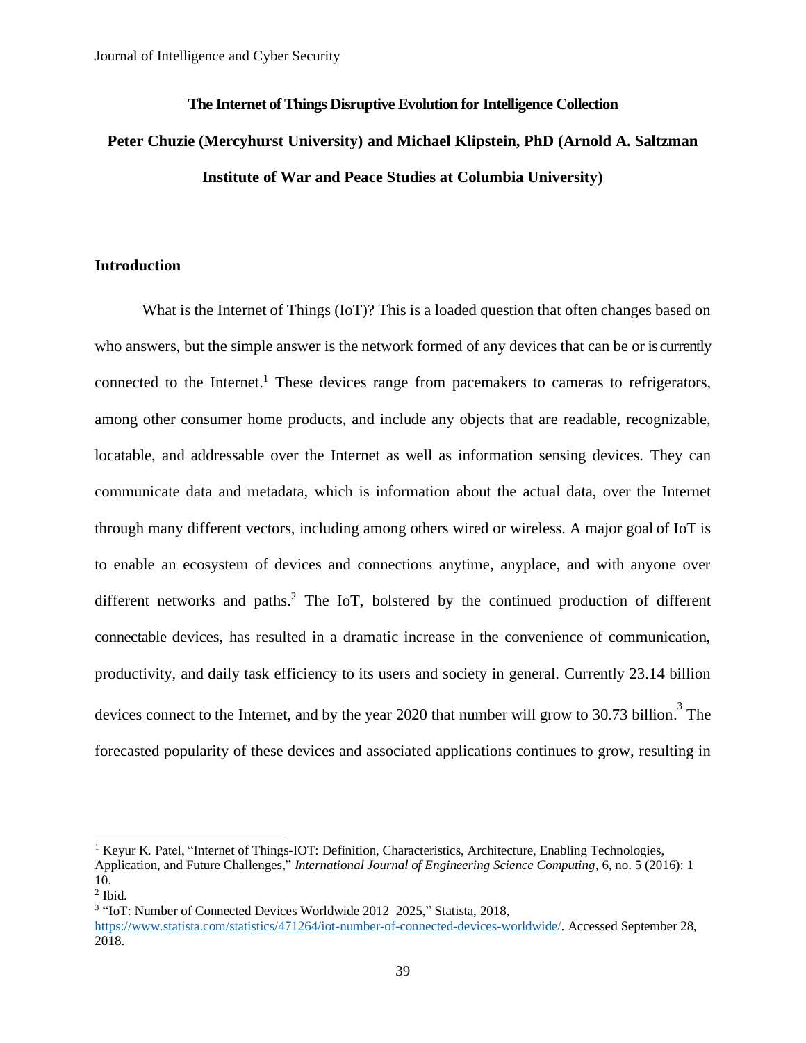# The Internet of Things Disruptive Evolution for Intelligence Collection

**Peter Chuzie (Mercyhurst University) and Michael Klipstein, PhD (Arnold A. Saltzman Institute of War and Peace Studies at Columbia University)**

## Introduction

What is the Internet of Things (IoT)? This is a loaded question that often changes based on who answers, but the simple answer is the network formed of any devices that can be or is currently connected to the Internet.[1] These devices range from pacemakers to cameras to refrigerators, among other consumer home products, and include any objects that are readable, recognizable, locatable, and addressable over the Internet as well as information sensing devices. They can communicate data and metadata, which is information about the actual data, over the Internet through many different vectors, including among others wired or wireless. A major goal of IoT is to enable an ecosystem of devices and connections anytime, anyplace, and with anyone over different networks and paths.[2] The IoT, bolstered by the continued production of different connectable devices, has resulted in a dramatic increase in the convenience of communication, productivity, and daily task efficiency to its users and society in general. Currently 23.14 billion devices connect to the Internet, and by the year 2020 that number will grow to 30.73 billion.[3] The forecasted popularity of these devices and associated applications continues to grow, resulting in

---

[1] Keyur K. Patel, "Internet of Things-IOT: Definition, Characteristics, Architecture, Enabling Technologies, Application, and Future Challenges," *International Journal of Engineering Science Computing*, 6, no. 5 (2016): 1–10.

[2] Ibid.

[3] "IoT: Number of Connected Devices Worldwide 2012–2025," Statista, 2018, https://www.statista.com/statistics/471264/iot-number-of-connected-devices-worldwide/. Accessed September 28, 2018.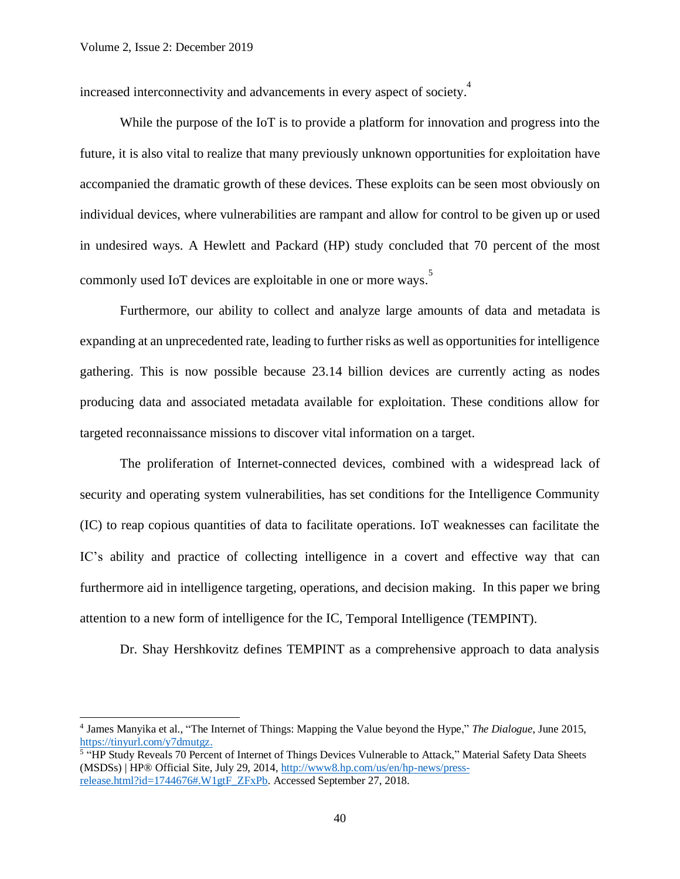increased interconnectivity and advancements in every aspect of society.[4]

While the purpose of the IoT is to provide a platform for innovation and progress into the future, it is also vital to realize that many previously unknown opportunities for exploitation have accompanied the dramatic growth of these devices. These exploits can be seen most obviously on individual devices, where vulnerabilities are rampant and allow for control to be given up or used in undesired ways. A Hewlett and Packard (HP) study concluded that 70 percent of the most commonly used IoT devices are exploitable in one or more ways.[5]

Furthermore, our ability to collect and analyze large amounts of data and metadata is expanding at an unprecedented rate, leading to further risks as well as opportunities for intelligence gathering. This is now possible because 23.14 billion devices are currently acting as nodes producing data and associated metadata available for exploitation. These conditions allow for targeted reconnaissance missions to discover vital information on a target.

The proliferation of Internet-connected devices, combined with a widespread lack of security and operating system vulnerabilities, has set conditions for the Intelligence Community (IC) to reap copious quantities of data to facilitate operations. IoT weaknesses can facilitate the IC's ability and practice of collecting intelligence in a covert and effective way that can furthermore aid in intelligence targeting, operations, and decision making. In this paper we bring attention to a new form of intelligence for the IC, Temporal Intelligence (TEMPINT).

Dr. Shay Hershkovitz defines TEMPINT as a comprehensive approach to data analysis

---

[4] James Manyika et al., "The Internet of Things: Mapping the Value beyond the Hype," *The Dialogue*, June 2015, https://tinyurl.com/y7dmutgz.

[5] "HP Study Reveals 70 Percent of Internet of Things Devices Vulnerable to Attack," Material Safety Data Sheets (MSDSs) | HP® Official Site, July 29, 2014, http://www8.hp.com/us/en/hp-news/press-release.html?id=1744676#.W1gtF_ZFxPb. Accessed September 27, 2018.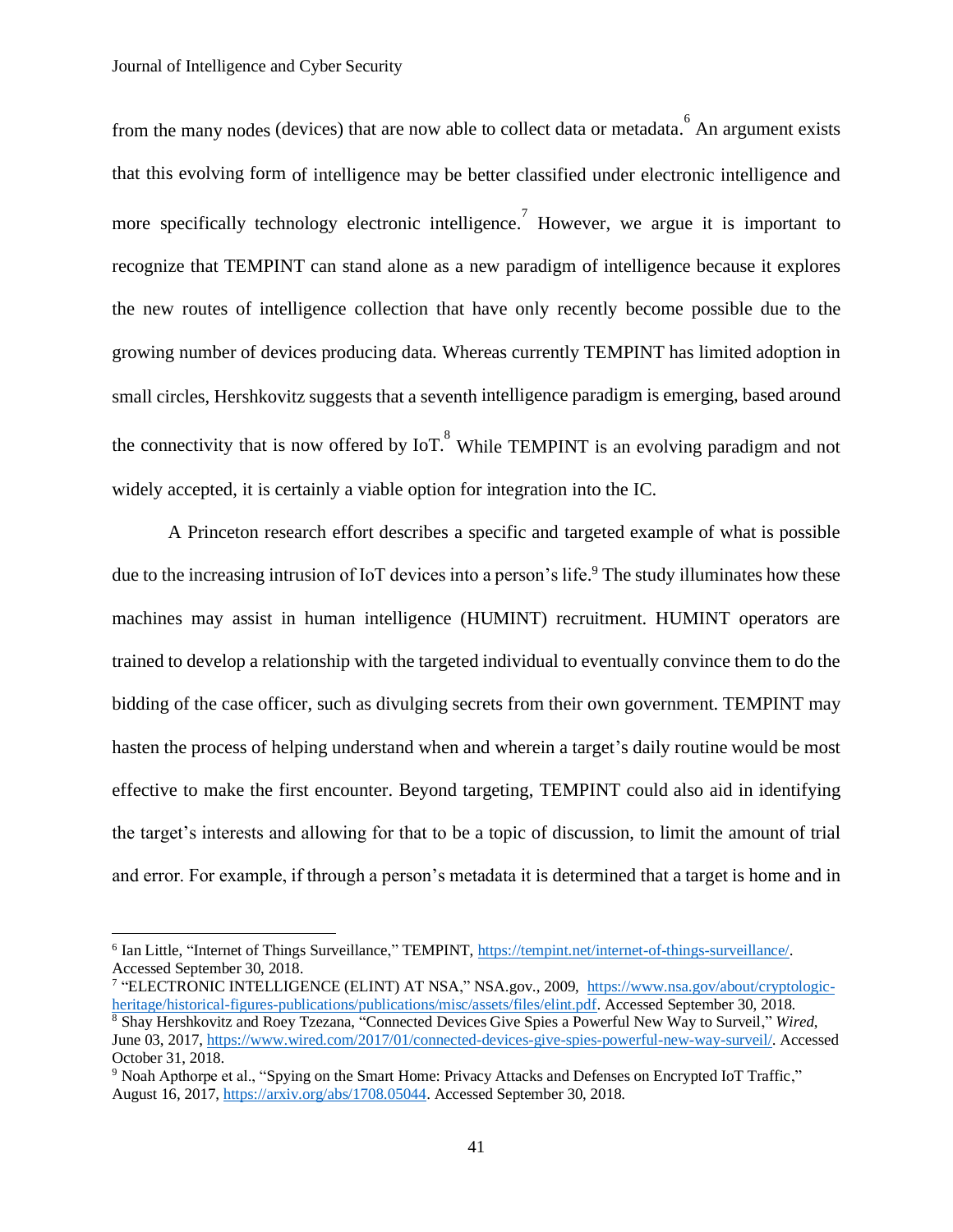from the many nodes (devices) that are now able to collect data or metadata.[6] An argument exists that this evolving form of intelligence may be better classified under electronic intelligence and more specifically technology electronic intelligence.[7] However, we argue it is important to recognize that TEMPINT can stand alone as a new paradigm of intelligence because it explores the new routes of intelligence collection that have only recently become possible due to the growing number of devices producing data. Whereas currently TEMPINT has limited adoption in small circles, Hershkovitz suggests that a seventh intelligence paradigm is emerging, based around the connectivity that is now offered by IoT.[8] While TEMPINT is an evolving paradigm and not widely accepted, it is certainly a viable option for integration into the IC.

A Princeton research effort describes a specific and targeted example of what is possible due to the increasing intrusion of IoT devices into a person's life.[9] The study illuminates how these machines may assist in human intelligence (HUMINT) recruitment. HUMINT operators are trained to develop a relationship with the targeted individual to eventually convince them to do the bidding of the case officer, such as divulging secrets from their own government. TEMPINT may hasten the process of helping understand when and wherein a target's daily routine would be most effective to make the first encounter. Beyond targeting, TEMPINT could also aid in identifying the target's interests and allowing for that to be a topic of discussion, to limit the amount of trial and error. For example, if through a person's metadata it is determined that a target is home and in

---

[6] Ian Little, "Internet of Things Surveillance," TEMPINT, https://tempint.net/internet-of-things-surveillance/. Accessed September 30, 2018.

[7] "ELECTRONIC INTELLIGENCE (ELINT) AT NSA," NSA.gov., 2009, https://www.nsa.gov/about/cryptologic-heritage/historical-figures-publications/publications/misc/assets/files/elint.pdf. Accessed September 30, 2018.

[8] Shay Hershkovitz and Roey Tzezana, "Connected Devices Give Spies a Powerful New Way to Surveil," *Wired*, June 03, 2017, https://www.wired.com/2017/01/connected-devices-give-spies-powerful-new-way-surveil/. Accessed October 31, 2018.

[9] Noah Apthorpe et al., "Spying on the Smart Home: Privacy Attacks and Defenses on Encrypted IoT Traffic," August 16, 2017, https://arxiv.org/abs/1708.05044. Accessed September 30, 2018.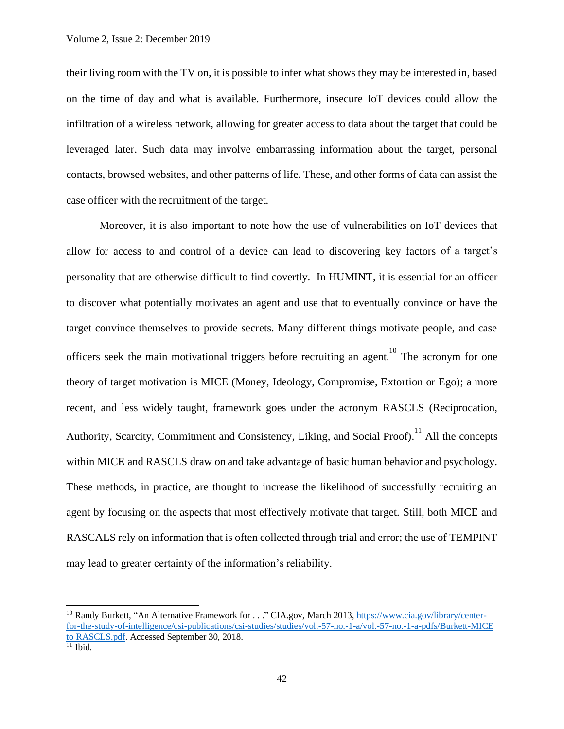their living room with the TV on, it is possible to infer what shows they may be interested in, based on the time of day and what is available. Furthermore, insecure IoT devices could allow the infiltration of a wireless network, allowing for greater access to data about the target that could be leveraged later. Such data may involve embarrassing information about the target, personal contacts, browsed websites, and other patterns of life. These, and other forms of data can assist the case officer with the recruitment of the target.

Moreover, it is also important to note how the use of vulnerabilities on IoT devices that allow for access to and control of a device can lead to discovering key factors of a target's personality that are otherwise difficult to find covertly. In HUMINT, it is essential for an officer to discover what potentially motivates an agent and use that to eventually convince or have the target convince themselves to provide secrets. Many different things motivate people, and case officers seek the main motivational triggers before recruiting an agent.[10] The acronym for one theory of target motivation is MICE (Money, Ideology, Compromise, Extortion or Ego); a more recent, and less widely taught, framework goes under the acronym RASCLS (Reciprocation, Authority, Scarcity, Commitment and Consistency, Liking, and Social Proof).[11] All the concepts within MICE and RASCLS draw on and take advantage of basic human behavior and psychology. These methods, in practice, are thought to increase the likelihood of successfully recruiting an agent by focusing on the aspects that most effectively motivate that target. Still, both MICE and RASCALS rely on information that is often collected through trial and error; the use of TEMPINT may lead to greater certainty of the information's reliability.

---

[10] Randy Burkett, "An Alternative Framework for . . ." CIA.gov, March 2013, https://www.cia.gov/library/center-for-the-study-of-intelligence/csi-publications/csi-studies/studies/vol.-57-no.-1-a/vol.-57-no.-1-a-pdfs/Burkett-MICE to RASCLS.pdf. Accessed September 30, 2018.

[11] Ibid.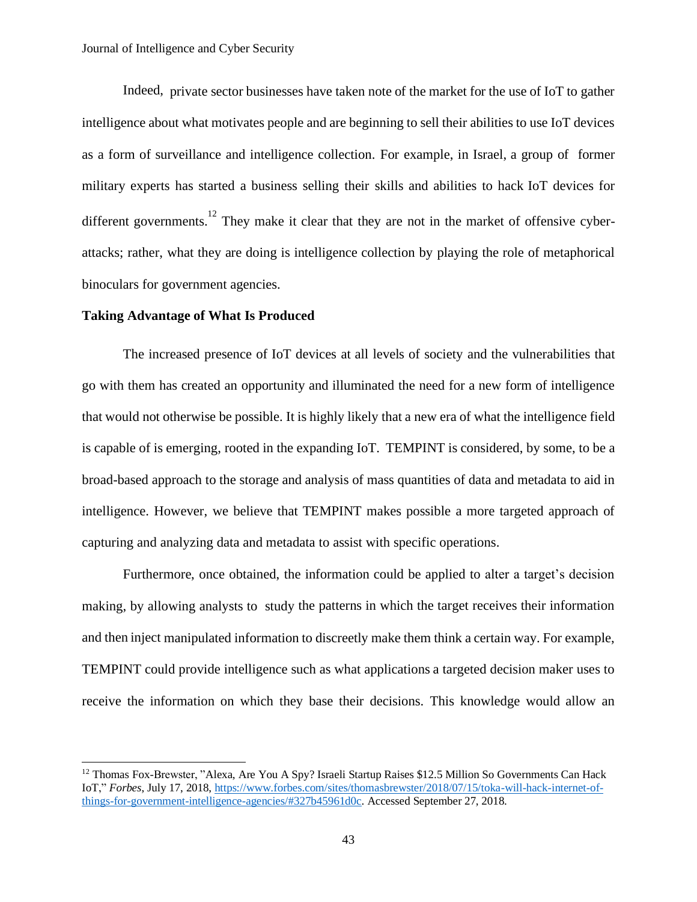Indeed, private sector businesses have taken note of the market for the use of IoT to gather intelligence about what motivates people and are beginning to sell their abilities to use IoT devices as a form of surveillance and intelligence collection. For example, in Israel, a group of former military experts has started a business selling their skills and abilities to hack IoT devices for different governments.[12] They make it clear that they are not in the market of offensive cyber-attacks; rather, what they are doing is intelligence collection by playing the role of metaphorical binoculars for government agencies.

**Taking Advantage of What Is Produced**

The increased presence of IoT devices at all levels of society and the vulnerabilities that go with them has created an opportunity and illuminated the need for a new form of intelligence that would not otherwise be possible. It is highly likely that a new era of what the intelligence field is capable of is emerging, rooted in the expanding IoT. TEMPINT is considered, by some, to be a broad-based approach to the storage and analysis of mass quantities of data and metadata to aid in intelligence. However, we believe that TEMPINT makes possible a more targeted approach of capturing and analyzing data and metadata to assist with specific operations.

Furthermore, once obtained, the information could be applied to alter a target's decision making, by allowing analysts to study the patterns in which the target receives their information and then inject manipulated information to discreetly make them think a certain way. For example, TEMPINT could provide intelligence such as what applications a targeted decision maker uses to receive the information on which they base their decisions. This knowledge would allow an

---

[12] Thomas Fox-Brewster, "Alexa, Are You A Spy? Israeli Startup Raises $12.5 Million So Governments Can Hack IoT," *Forbes*, July 17, 2018, https://www.forbes.com/sites/thomasbrewster/2018/07/15/toka-will-hack-internet-of-things-for-government-intelligence-agencies/#327b45961d0c. Accessed September 27, 2018.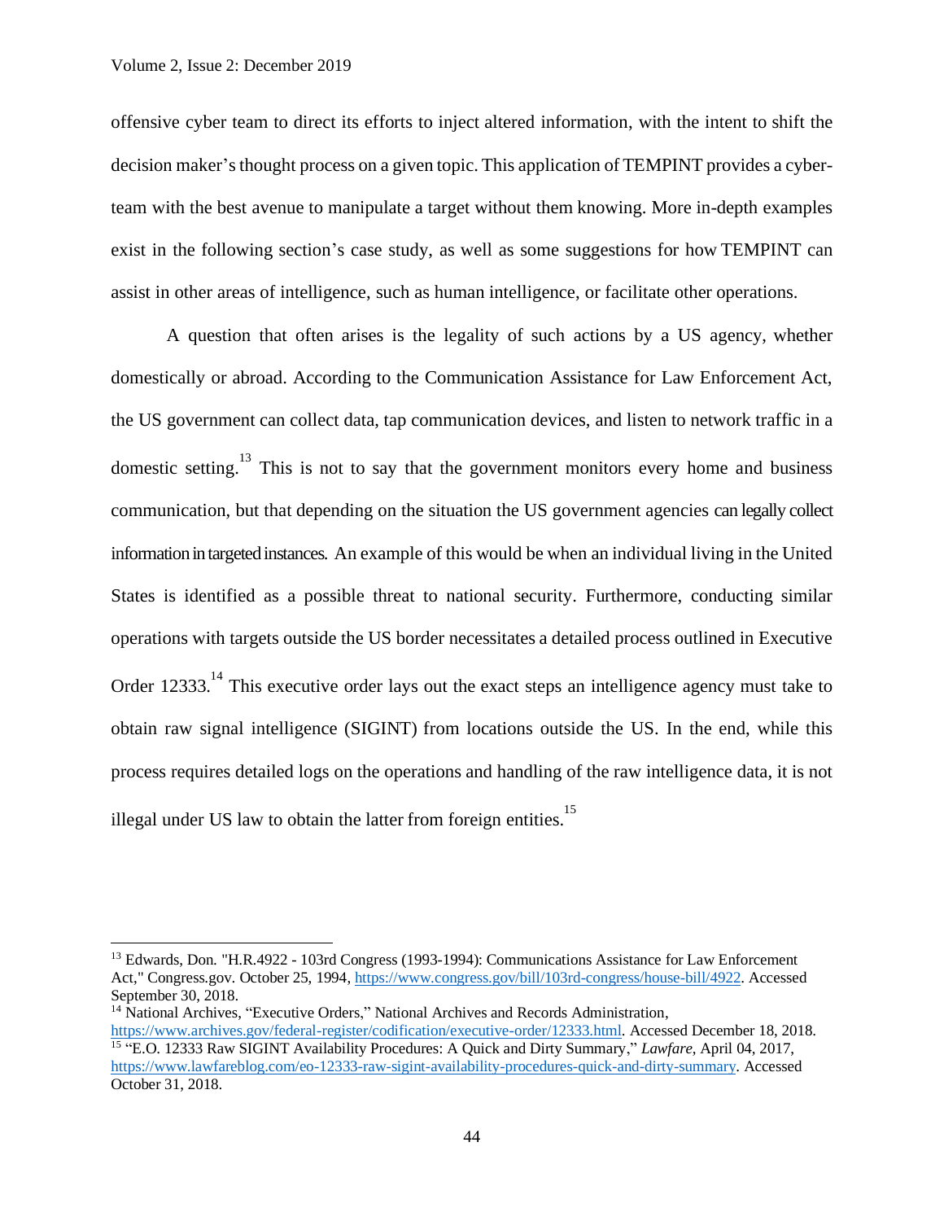offensive cyber team to direct its efforts to inject altered information, with the intent to shift the decision maker's thought process on a given topic. This application of TEMPINT provides a cyber-team with the best avenue to manipulate a target without them knowing. More in-depth examples exist in the following section's case study, as well as some suggestions for how TEMPINT can assist in other areas of intelligence, such as human intelligence, or facilitate other operations.

A question that often arises is the legality of such actions by a US agency, whether domestically or abroad. According to the Communication Assistance for Law Enforcement Act, the US government can collect data, tap communication devices, and listen to network traffic in a domestic setting.[13] This is not to say that the government monitors every home and business communication, but that depending on the situation the US government agencies can legally collect information in targeted instances. An example of this would be when an individual living in the United States is identified as a possible threat to national security. Furthermore, conducting similar operations with targets outside the US border necessitates a detailed process outlined in Executive Order 12333.[14] This executive order lays out the exact steps an intelligence agency must take to obtain raw signal intelligence (SIGINT) from locations outside the US. In the end, while this process requires detailed logs on the operations and handling of the raw intelligence data, it is not illegal under US law to obtain the latter from foreign entities.[15]

---

[13] Edwards, Don. "H.R.4922 - 103rd Congress (1993-1994): Communications Assistance for Law Enforcement Act," Congress.gov. October 25, 1994, https://www.congress.gov/bill/103rd-congress/house-bill/4922. Accessed September 30, 2018.

[14] National Archives, "Executive Orders," National Archives and Records Administration, https://www.archives.gov/federal-register/codification/executive-order/12333.html. Accessed December 18, 2018.

[15] "E.O. 12333 Raw SIGINT Availability Procedures: A Quick and Dirty Summary," *Lawfare*, April 04, 2017, https://www.lawfareblog.com/eo-12333-raw-sigint-availability-procedures-quick-and-dirty-summary. Accessed October 31, 2018.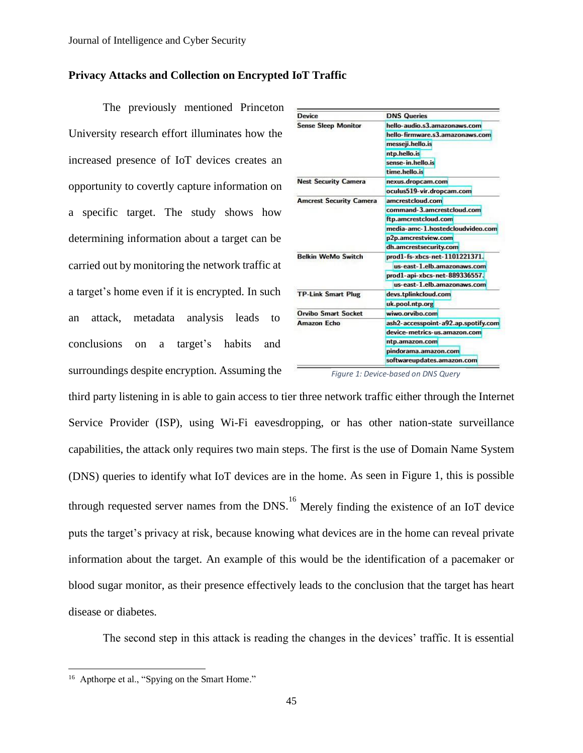## Privacy Attacks and Collection on Encrypted IoT Traffic

The previously mentioned Princeton University research effort illuminates how the increased presence of IoT devices creates an opportunity to covertly capture information on a specific target. The study shows how determining information about a target can be carried out by monitoring the network traffic at a target's home even if it is encrypted. In such an attack, metadata analysis leads to conclusions on a target's habits and surroundings despite encryption. Assuming the third party listening in is able to gain access to tier three network traffic either through the Internet Service Provider (ISP), using Wi-Fi eavesdropping, or has other nation-state surveillance capabilities, the attack only requires two main steps. The first is the use of Domain Name System (DNS) queries to identify what IoT devices are in the home. As seen in Figure 1, this is possible through requested server names from the DNS.[16] Merely finding the existence of an IoT device puts the target's privacy at risk, because knowing what devices are in the home can reveal private information about the target. An example of this would be the identification of a pacemaker or blood sugar monitor, as their presence effectively leads to the conclusion that the target has heart disease or diabetes.

| Device | DNS Queries |
|---|---|
| Sense Sleep Monitor | hello-audio.s3.amazonaws.com |
| | hello-firmware.s3.amazonaws.com |
| | messeji.hello.is |
| | ntp.hello.is |
| | sense-in.hello.is |
| | time.hello.is |
| Nest Security Camera | nexus.dropcam.com |
| | oculus519-vir.dropcam.com |
| Amcrest Security Camera | amcrestcloud.com |
| | command-3.amcrestcloud.com |
| | ftp.amcrestcloud.com |
| | media-amc-1.hostedcloudvideo.com |
| | p2p.amcrestview.com |
| | dh.amcrestsecurity.com |
| Belkin WeMo Switch | prod1-fs-xbcs-net-1101221371.us-east-1.elb.amazonaws.com |
| | prod1-api-xbcs-net-889336557.us-east-1.elb.amazonaws.com |
| TP-Link Smart Plug | devs.tplinkcloud.com |
| | uk.pool.ntp.org |
| Orvibo Smart Socket | wiwo.orvibo.com |
| Amazon Echo | ash2-accesspoint-a92.ap.spotify.com |
| | device-metrics-us.amazon.com |
| | ntp.amazon.com |
| | pindorama.amazon.com |
| | softwareupdates.amazon.com |

*Figure 1: Device-based on DNS Query*

The second step in this attack is reading the changes in the devices' traffic. It is essential

---

[16] Apthorpe et al., "Spying on the Smart Home."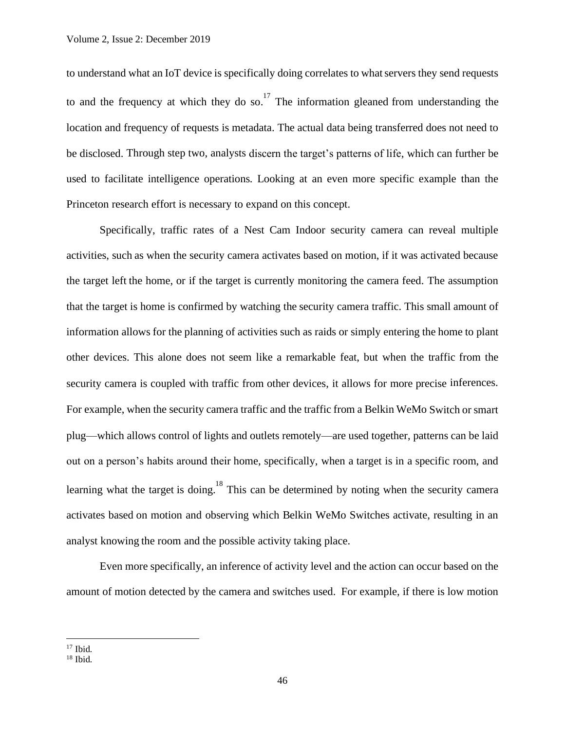to understand what an IoT device is specifically doing correlates to what servers they send requests to and the frequency at which they do so.[17] The information gleaned from understanding the location and frequency of requests is metadata. The actual data being transferred does not need to be disclosed. Through step two, analysts discern the target's patterns of life, which can further be used to facilitate intelligence operations. Looking at an even more specific example than the Princeton research effort is necessary to expand on this concept.

Specifically, traffic rates of a Nest Cam Indoor security camera can reveal multiple activities, such as when the security camera activates based on motion, if it was activated because the target left the home, or if the target is currently monitoring the camera feed. The assumption that the target is home is confirmed by watching the security camera traffic. This small amount of information allows for the planning of activities such as raids or simply entering the home to plant other devices. This alone does not seem like a remarkable feat, but when the traffic from the security camera is coupled with traffic from other devices, it allows for more precise inferences. For example, when the security camera traffic and the traffic from a Belkin WeMo Switch or smart plug—which allows control of lights and outlets remotely—are used together, patterns can be laid out on a person's habits around their home, specifically, when a target is in a specific room, and learning what the target is doing.[18] This can be determined by noting when the security camera activates based on motion and observing which Belkin WeMo Switches activate, resulting in an analyst knowing the room and the possible activity taking place.

Even more specifically, an inference of activity level and the action can occur based on the amount of motion detected by the camera and switches used. For example, if there is low motion

---

[17] Ibid.

[18] Ibid.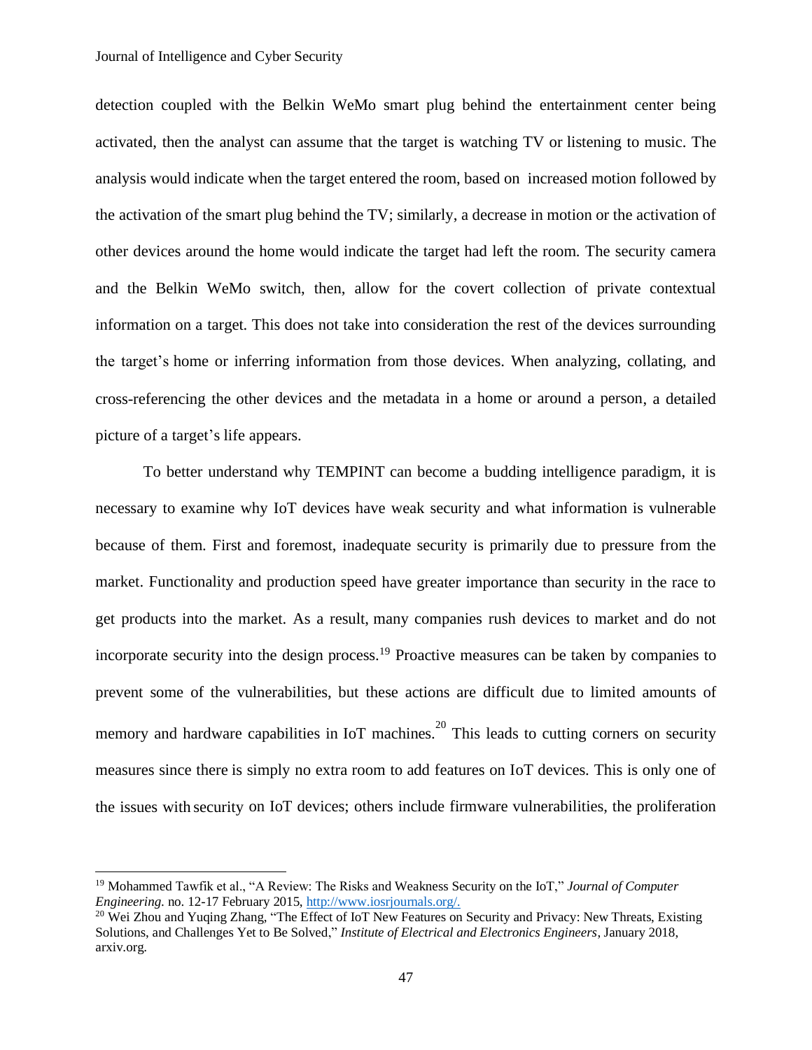detection coupled with the Belkin WeMo smart plug behind the entertainment center being activated, then the analyst can assume that the target is watching TV or listening to music. The analysis would indicate when the target entered the room, based on increased motion followed by the activation of the smart plug behind the TV; similarly, a decrease in motion or the activation of other devices around the home would indicate the target had left the room. The security camera and the Belkin WeMo switch, then, allow for the covert collection of private contextual information on a target. This does not take into consideration the rest of the devices surrounding the target's home or inferring information from those devices. When analyzing, collating, and cross-referencing the other devices and the metadata in a home or around a person, a detailed picture of a target's life appears.

To better understand why TEMPINT can become a budding intelligence paradigm, it is necessary to examine why IoT devices have weak security and what information is vulnerable because of them. First and foremost, inadequate security is primarily due to pressure from the market. Functionality and production speed have greater importance than security in the race to get products into the market. As a result, many companies rush devices to market and do not incorporate security into the design process.[19] Proactive measures can be taken by companies to prevent some of the vulnerabilities, but these actions are difficult due to limited amounts of memory and hardware capabilities in IoT machines.[20] This leads to cutting corners on security measures since there is simply no extra room to add features on IoT devices. This is only one of the issues with security on IoT devices; others include firmware vulnerabilities, the proliferation

---

[19] Mohammed Tawfik et al., "A Review: The Risks and Weakness Security on the IoT," *Journal of Computer Engineering.* no. 12-17 February 2015, http://www.iosrjournals.org/.

[20] Wei Zhou and Yuqing Zhang, "The Effect of IoT New Features on Security and Privacy: New Threats, Existing Solutions, and Challenges Yet to Be Solved," *Institute of Electrical and Electronics Engineers*, January 2018, arxiv.org.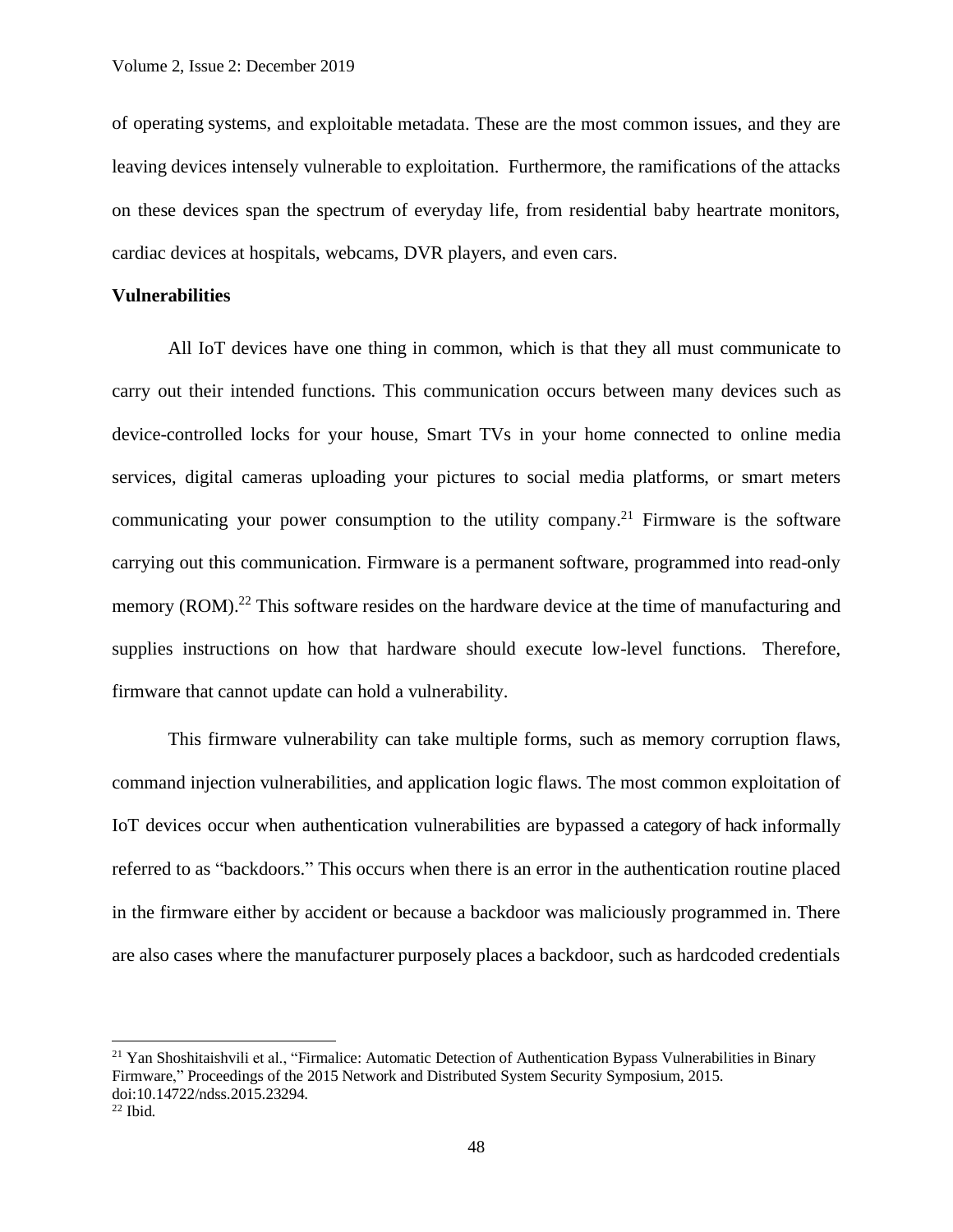of operating systems, and exploitable metadata. These are the most common issues, and they are leaving devices intensely vulnerable to exploitation. Furthermore, the ramifications of the attacks on these devices span the spectrum of everyday life, from residential baby heartrate monitors, cardiac devices at hospitals, webcams, DVR players, and even cars.

**Vulnerabilities**

All IoT devices have one thing in common, which is that they all must communicate to carry out their intended functions. This communication occurs between many devices such as device-controlled locks for your house, Smart TVs in your home connected to online media services, digital cameras uploading your pictures to social media platforms, or smart meters communicating your power consumption to the utility company.[21] Firmware is the software carrying out this communication. Firmware is a permanent software, programmed into read-only memory (ROM).[22] This software resides on the hardware device at the time of manufacturing and supplies instructions on how that hardware should execute low-level functions. Therefore, firmware that cannot update can hold a vulnerability.

This firmware vulnerability can take multiple forms, such as memory corruption flaws, command injection vulnerabilities, and application logic flaws. The most common exploitation of IoT devices occur when authentication vulnerabilities are bypassed a category of hack informally referred to as "backdoors." This occurs when there is an error in the authentication routine placed in the firmware either by accident or because a backdoor was maliciously programmed in. There are also cases where the manufacturer purposely places a backdoor, such as hardcoded credentials

---

[21] Yan Shoshitaishvili et al., "Firmalice: Automatic Detection of Authentication Bypass Vulnerabilities in Binary Firmware," Proceedings of the 2015 Network and Distributed System Security Symposium, 2015. doi:10.14722/ndss.2015.23294.

[22] Ibid.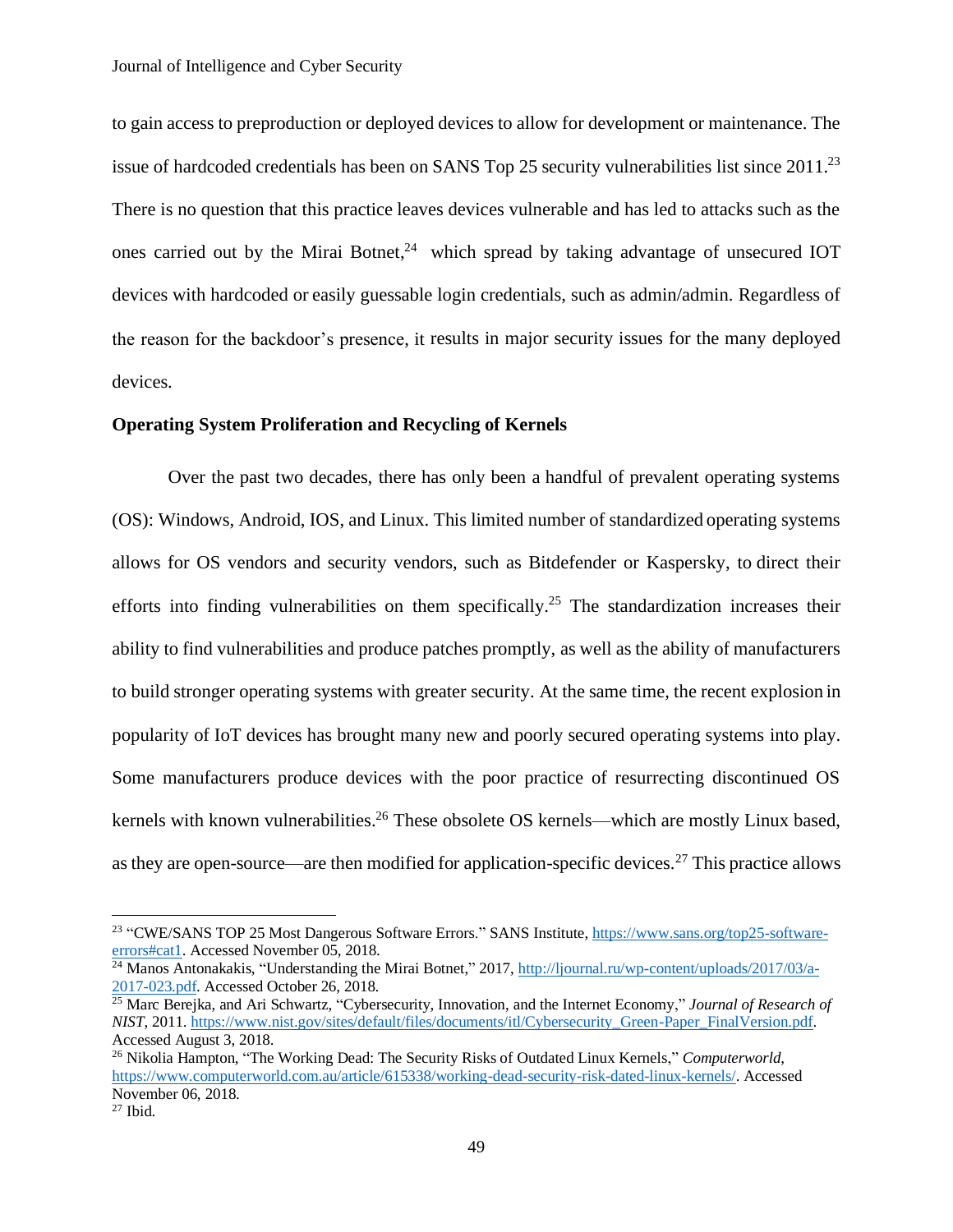to gain access to preproduction or deployed devices to allow for development or maintenance. The issue of hardcoded credentials has been on SANS Top 25 security vulnerabilities list since 2011.[23] There is no question that this practice leaves devices vulnerable and has led to attacks such as the ones carried out by the Mirai Botnet,[24] which spread by taking advantage of unsecured IOT devices with hardcoded or easily guessable login credentials, such as admin/admin. Regardless of the reason for the backdoor's presence, it results in major security issues for the many deployed devices.

**Operating System Proliferation and Recycling of Kernels**

Over the past two decades, there has only been a handful of prevalent operating systems (OS): Windows, Android, IOS, and Linux. This limited number of standardized operating systems allows for OS vendors and security vendors, such as Bitdefender or Kaspersky, to direct their efforts into finding vulnerabilities on them specifically.[25] The standardization increases their ability to find vulnerabilities and produce patches promptly, as well as the ability of manufacturers to build stronger operating systems with greater security. At the same time, the recent explosion in popularity of IoT devices has brought many new and poorly secured operating systems into play. Some manufacturers produce devices with the poor practice of resurrecting discontinued OS kernels with known vulnerabilities.[26] These obsolete OS kernels—which are mostly Linux based, as they are open-source—are then modified for application-specific devices.[27] This practice allows

---

[23] "CWE/SANS TOP 25 Most Dangerous Software Errors." SANS Institute, https://www.sans.org/top25-software-errors#cat1. Accessed November 05, 2018.

[24] Manos Antonakakis, "Understanding the Mirai Botnet," 2017, http://ljournal.ru/wp-content/uploads/2017/03/a-2017-023.pdf. Accessed October 26, 2018.

[25] Marc Berejka, and Ari Schwartz, "Cybersecurity, Innovation, and the Internet Economy," *Journal of Research of NIST*, 2011. https://www.nist.gov/sites/default/files/documents/itl/Cybersecurity_Green-Paper_FinalVersion.pdf. Accessed August 3, 2018.

[26] Nikolia Hampton, "The Working Dead: The Security Risks of Outdated Linux Kernels," *Computerworld*, https://www.computerworld.com.au/article/615338/working-dead-security-risk-dated-linux-kernels/. Accessed November 06, 2018.

[27] Ibid.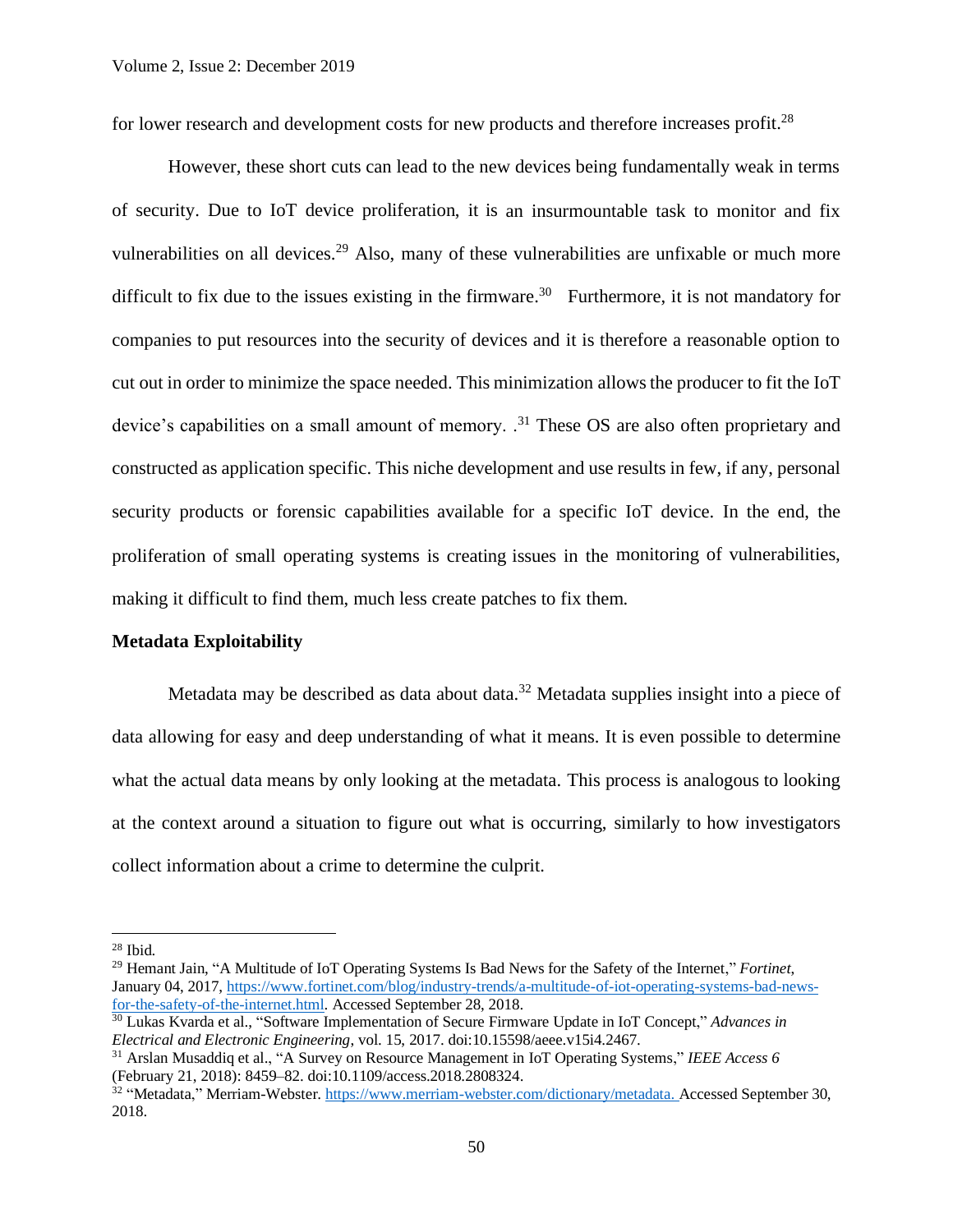for lower research and development costs for new products and therefore increases profit.[28]

However, these short cuts can lead to the new devices being fundamentally weak in terms of security. Due to IoT device proliferation, it is an insurmountable task to monitor and fix vulnerabilities on all devices.[29] Also, many of these vulnerabilities are unfixable or much more difficult to fix due to the issues existing in the firmware.[30] Furthermore, it is not mandatory for companies to put resources into the security of devices and it is therefore a reasonable option to cut out in order to minimize the space needed. This minimization allows the producer to fit the IoT device's capabilities on a small amount of memory. .[31] These OS are also often proprietary and constructed as application specific. This niche development and use results in few, if any, personal security products or forensic capabilities available for a specific IoT device. In the end, the proliferation of small operating systems is creating issues in the monitoring of vulnerabilities, making it difficult to find them, much less create patches to fix them.

**Metadata Exploitability**

Metadata may be described as data about data.[32] Metadata supplies insight into a piece of data allowing for easy and deep understanding of what it means. It is even possible to determine what the actual data means by only looking at the metadata. This process is analogous to looking at the context around a situation to figure out what is occurring, similarly to how investigators collect information about a crime to determine the culprit.

---

[28] Ibid.

[29] Hemant Jain, "A Multitude of IoT Operating Systems Is Bad News for the Safety of the Internet," *Fortinet*, January 04, 2017, https://www.fortinet.com/blog/industry-trends/a-multitude-of-iot-operating-systems-bad-news-for-the-safety-of-the-internet.html. Accessed September 28, 2018.

[30] Lukas Kvarda et al., "Software Implementation of Secure Firmware Update in IoT Concept," *Advances in Electrical and Electronic Engineering*, vol. 15, 2017. doi:10.15598/aeee.v15i4.2467.

[31] Arslan Musaddiq et al., "A Survey on Resource Management in IoT Operating Systems," *IEEE Access 6* (February 21, 2018): 8459–82. doi:10.1109/access.2018.2808324.

[32] "Metadata," Merriam-Webster. https://www.merriam-webster.com/dictionary/metadata. Accessed September 30, 2018.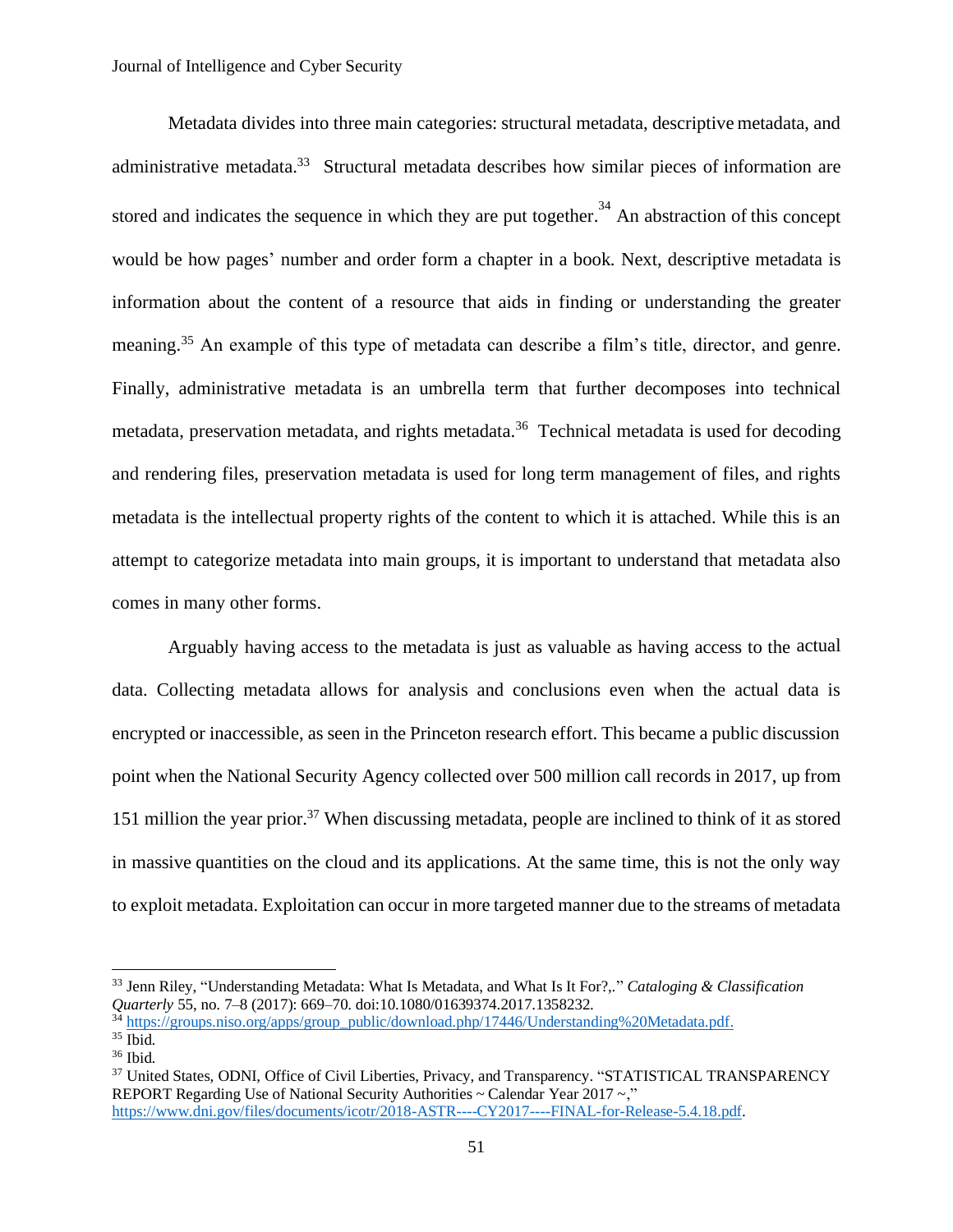Metadata divides into three main categories: structural metadata, descriptive metadata, and administrative metadata.[33] Structural metadata describes how similar pieces of information are stored and indicates the sequence in which they are put together.[34] An abstraction of this concept would be how pages' number and order form a chapter in a book. Next, descriptive metadata is information about the content of a resource that aids in finding or understanding the greater meaning.[35] An example of this type of metadata can describe a film's title, director, and genre. Finally, administrative metadata is an umbrella term that further decomposes into technical metadata, preservation metadata, and rights metadata.[36] Technical metadata is used for decoding and rendering files, preservation metadata is used for long term management of files, and rights metadata is the intellectual property rights of the content to which it is attached. While this is an attempt to categorize metadata into main groups, it is important to understand that metadata also comes in many other forms.

Arguably having access to the metadata is just as valuable as having access to the actual data. Collecting metadata allows for analysis and conclusions even when the actual data is encrypted or inaccessible, as seen in the Princeton research effort. This became a public discussion point when the National Security Agency collected over 500 million call records in 2017, up from 151 million the year prior.[37] When discussing metadata, people are inclined to think of it as stored in massive quantities on the cloud and its applications. At the same time, this is not the only way to exploit metadata. Exploitation can occur in more targeted manner due to the streams of metadata

---

[33] Jenn Riley, "Understanding Metadata: What Is Metadata, and What Is It For?,." *Cataloging & Classification Quarterly* 55, no. 7–8 (2017): 669–70. doi:10.1080/01639374.2017.1358232.

[34] https://groups.niso.org/apps/group_public/download.php/17446/Understanding%20Metadata.pdf.

[35] Ibid.

[36] Ibid.

[37] United States, ODNI, Office of Civil Liberties, Privacy, and Transparency. "STATISTICAL TRANSPARENCY REPORT Regarding Use of National Security Authorities ~ Calendar Year 2017 ~," https://www.dni.gov/files/documents/icotr/2018-ASTR----CY2017----FINAL-for-Release-5.4.18.pdf.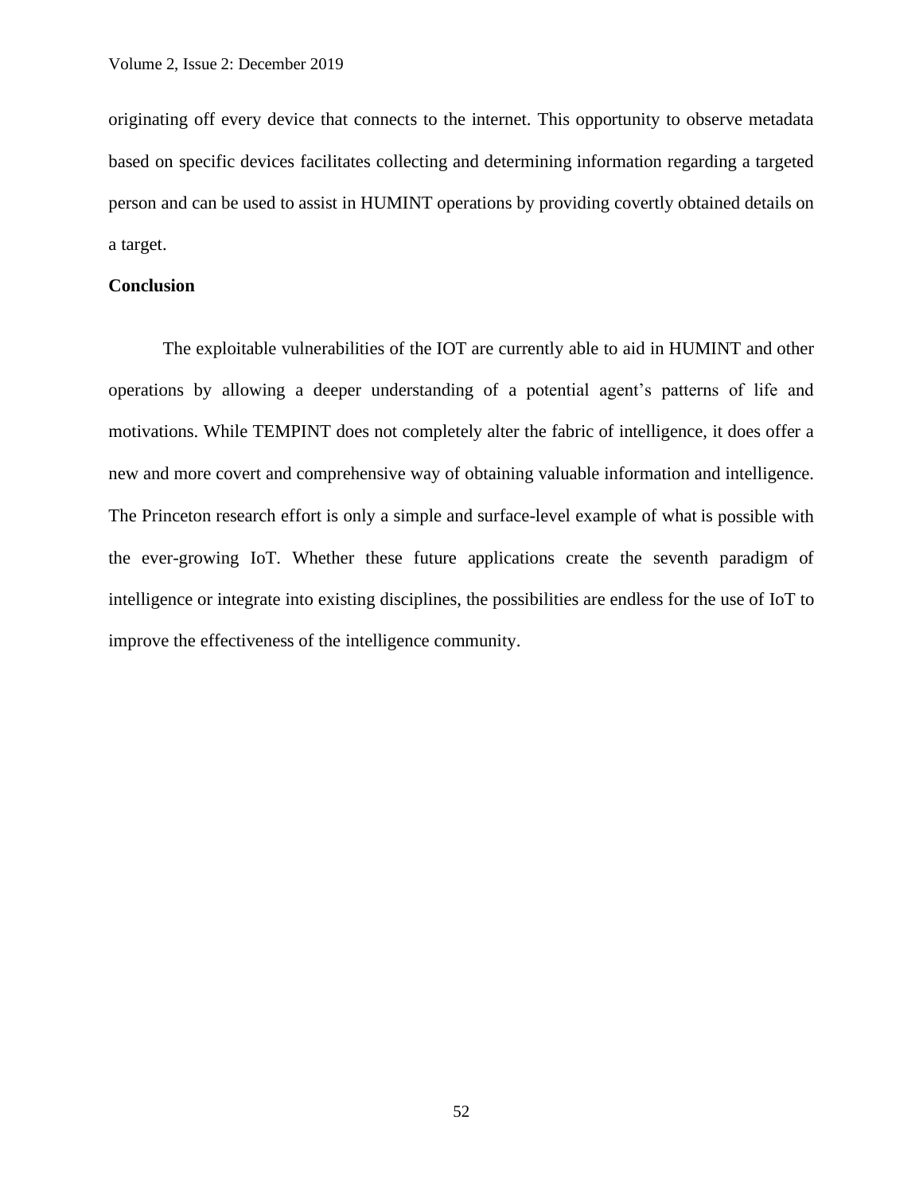originating off every device that connects to the internet. This opportunity to observe metadata based on specific devices facilitates collecting and determining information regarding a targeted person and can be used to assist in HUMINT operations by providing covertly obtained details on a target.

**Conclusion**

The exploitable vulnerabilities of the IOT are currently able to aid in HUMINT and other operations by allowing a deeper understanding of a potential agent's patterns of life and motivations. While TEMPINT does not completely alter the fabric of intelligence, it does offer a new and more covert and comprehensive way of obtaining valuable information and intelligence. The Princeton research effort is only a simple and surface-level example of what is possible with the ever-growing IoT. Whether these future applications create the seventh paradigm of intelligence or integrate into existing disciplines, the possibilities are endless for the use of IoT to improve the effectiveness of the intelligence community.